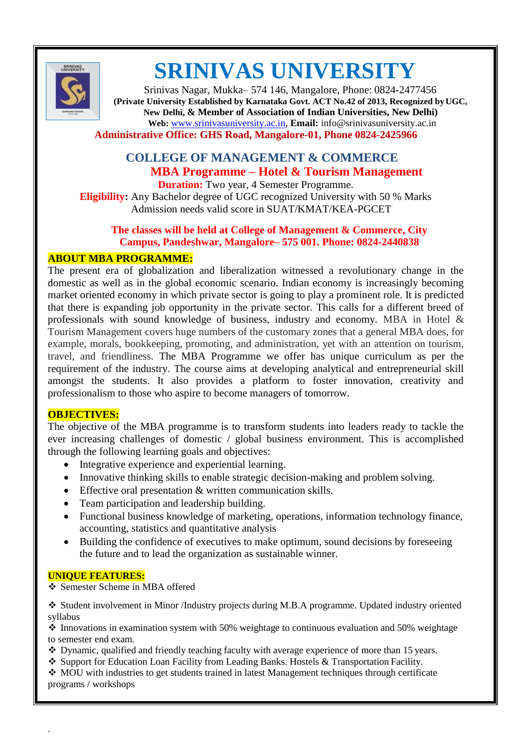# SRINIVAS UNIVERSITY

Srinivas Nagar, Mukka– 574 146, Mangalore, Phone: 0824-2477456

**(Private University Established by Karnataka Govt. ACT No.42 of 2013, Recognized by UGC, New Delhi, & Member of Association of Indian Universities, New Delhi)**

**Web:** www.srinivasuniversity.ac.in, **Email:** info@srinivasuniversity.ac.in

**Administrative Office: GHS Road, Mangalore-01, Phone 0824-2425966**

## COLLEGE OF MANAGEMENT & COMMERCE

### MBA Programme – Hotel & Tourism Management

**Duration:** Two year, 4 Semester Programme.

**Eligibility:** Any Bachelor degree of UGC recognized University with 50 % Marks

Admission needs valid score in SUAT/KMAT/KEA-PGCET

**The classes will be held at College of Management & Commerce, City Campus, Pandeshwar, Mangalore– 575 001. Phone: 0824-2440838**

## ABOUT MBA PROGRAMME:

The present era of globalization and liberalization witnessed a revolutionary change in the domestic as well as in the global economic scenario. Indian economy is increasingly becoming market oriented economy in which private sector is going to play a prominent role. It is predicted that there is expanding job opportunity in the private sector. This calls for a different breed of professionals with sound knowledge of business, industry and economy. MBA in Hotel & Tourism Management covers huge numbers of the customary zones that a general MBA does, for example, morals, bookkeeping, promoting, and administration, yet with an attention on tourism, travel, and friendliness. The MBA Programme we offer has unique curriculum as per the requirement of the industry. The course aims at developing analytical and entrepreneurial skill amongst the students. It also provides a platform to foster innovation, creativity and professionalism to those who aspire to become managers of tomorrow.

## OBJECTIVES:

The objective of the MBA programme is to transform students into leaders ready to tackle the ever increasing challenges of domestic / global business environment. This is accomplished through the following learning goals and objectives:

- Integrative experience and experiential learning.
- Innovative thinking skills to enable strategic decision-making and problem solving.
- Effective oral presentation & written communication skills.
- Team participation and leadership building.
- Functional business knowledge of marketing, operations, information technology finance, accounting, statistics and quantitative analysis
- Building the confidence of executives to make optimum, sound decisions by foreseeing the future and to lead the organization as sustainable winner.

## UNIQUE FEATURES:

❖ Semester Scheme in MBA offered

❖ Student involvement in Minor /Industry projects during M.B.A programme. Updated industry oriented syllabus

❖ Innovations in examination system with 50% weightage to continuous evaluation and 50% weightage to semester end exam.

❖ Dynamic, qualified and friendly teaching faculty with average experience of more than 15 years.

❖ Support for Education Loan Facility from Leading Banks. Hostels & Transportation Facility.

❖ MOU with industries to get students trained in latest Management techniques through certificate programs / workshops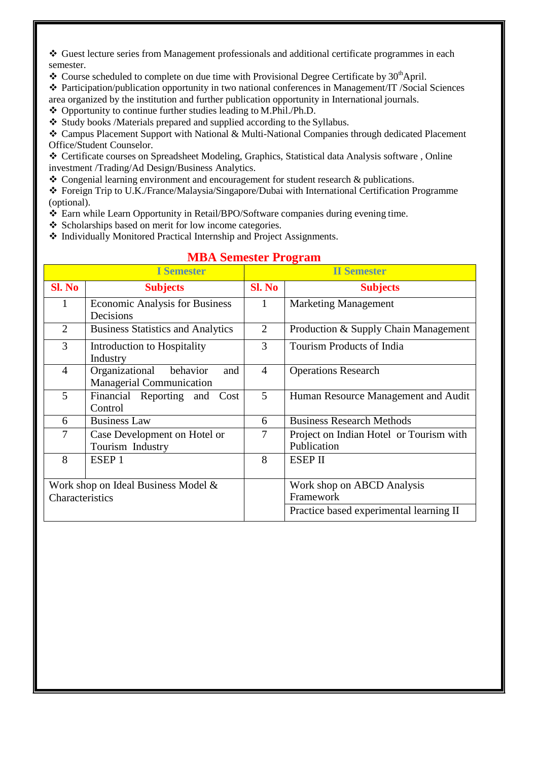- ❖ Guest lecture series from Management professionals and additional certificate programmes in each semester.
- ❖ Course scheduled to complete on due time with Provisional Degree Certificate by 30th April.
- ❖ Participation/publication opportunity in two national conferences in Management/IT /Social Sciences area organized by the institution and further publication opportunity in International journals.
- ❖ Opportunity to continue further studies leading to M.Phil./Ph.D.
- ❖ Study books /Materials prepared and supplied according to the Syllabus.
- ❖ Campus Placement Support with National & Multi-National Companies through dedicated Placement Office/Student Counselor.
- ❖ Certificate courses on Spreadsheet Modeling, Graphics, Statistical data Analysis software , Online investment /Trading/Ad Design/Business Analytics.
- ❖ Congenial learning environment and encouragement for student research & publications.
- ❖ Foreign Trip to U.K./France/Malaysia/Singapore/Dubai with International Certification Programme (optional).
- ❖ Earn while Learn Opportunity in Retail/BPO/Software companies during evening time.
- ❖ Scholarships based on merit for low income categories.
- ❖ Individually Monitored Practical Internship and Project Assignments.

## MBA Semester Program

| **I Semester** | | **II Semester** | |
|---|---|---|---|
| **Sl. No** | **Subjects** | **Sl. No** | **Subjects** |
| 1 | Economic Analysis for Business Decisions | 1 | Marketing Management |
| 2 | Business Statistics and Analytics | 2 | Production & Supply Chain Management |
| 3 | Introduction to Hospitality Industry | 3 | Tourism Products of India |
| 4 | Organizational behavior and Managerial Communication | 4 | Operations Research |
| 5 | Financial Reporting and Cost Control | 5 | Human Resource Management and Audit |
| 6 | Business Law | 6 | Business Research Methods |
| 7 | Case Development on Hotel or Tourism Industry | 7 | Project on Indian Hotel or Tourism with Publication |
| 8 | ESEP 1 | 8 | ESEP II |
| Work shop on Ideal Business Model & Characteristics | | | Work shop on ABCD Analysis Framework |
| | | | Practice based experimental learning II |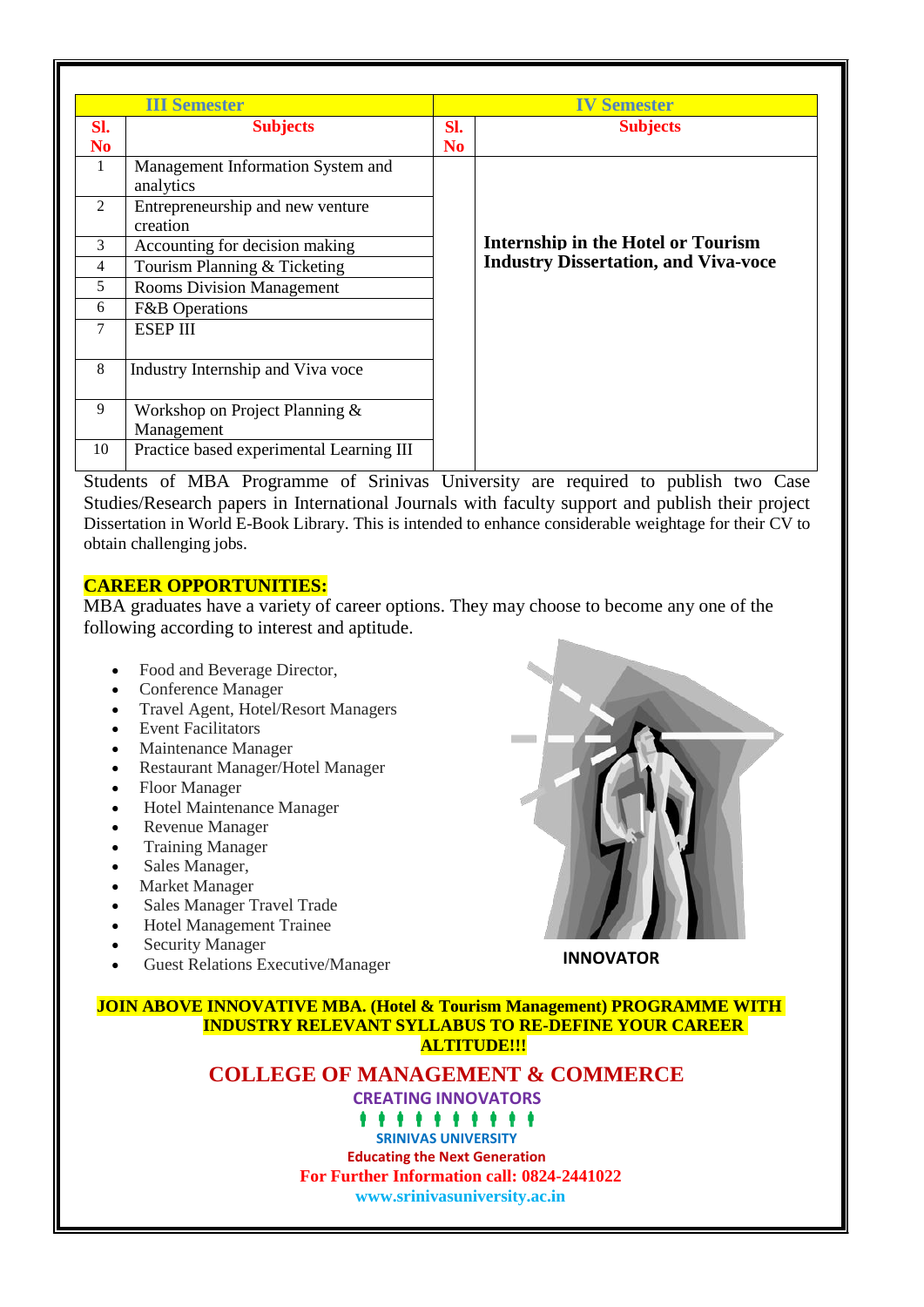| III Semester | | IV Semester | |
|---|---|---|---|
| **Sl. No** | **Subjects** | **Sl. No** | **Subjects** |
| 1 | Management Information System and analytics | | **Internship in the Hotel or Tourism Industry Dissertation, and Viva-voce** |
| 2 | Entrepreneurship and new venture creation | | |
| 3 | Accounting for decision making | | |
| 4 | Tourism Planning & Ticketing | | |
| 5 | Rooms Division Management | | |
| 6 | F&B Operations | | |
| 7 | ESEP III | | |
| 8 | Industry Internship and Viva voce | | |
| 9 | Workshop on Project Planning & Management | | |
| 10 | Practice based experimental Learning III | | |

Students of MBA Programme of Srinivas University are required to publish two Case Studies/Research papers in International Journals with faculty support and publish their project Dissertation in World E-Book Library. This is intended to enhance considerable weightage for their CV to obtain challenging jobs.

## CAREER OPPORTUNITIES:

MBA graduates have a variety of career options. They may choose to become any one of the following according to interest and aptitude.

- Food and Beverage Director,
- Conference Manager
- Travel Agent, Hotel/Resort Managers
- Event Facilitators
- Maintenance Manager
- Restaurant Manager/Hotel Manager
- Floor Manager
- Hotel Maintenance Manager
- Revenue Manager
- Training Manager
- Sales Manager,
- Market Manager
- Sales Manager Travel Trade
- Hotel Management Trainee
- Security Manager
- Guest Relations Executive/Manager

INNOVATOR

**JOIN ABOVE INNOVATIVE MBA. (Hotel & Tourism Management) PROGRAMME WITH INDUSTRY RELEVANT SYLLABUS TO RE-DEFINE YOUR CAREER ALTITUDE!!!**

## COLLEGE OF MANAGEMENT & COMMERCE

**CREATING INNOVATORS**

**SRINIVAS UNIVERSITY**

**Educating the Next Generation**

**For Further Information call: 0824-2441022**

**www.srinivasuniversity.ac.in**